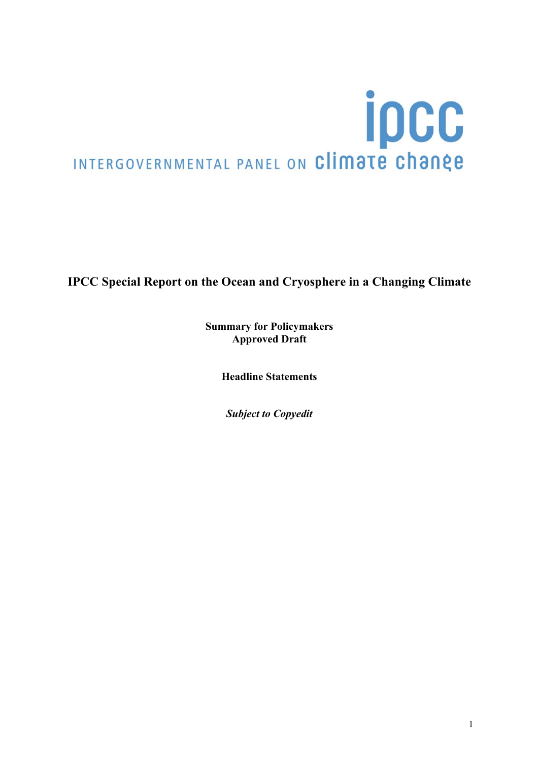ipcc

INTERGOVERNMENTAL PANEL ON climate change

# IPCC Special Report on the Ocean and Cryosphere in a Changing Climate

**Summary for Policymakers**
**Approved Draft**

**Headline Statements**

***Subject to Copyedit***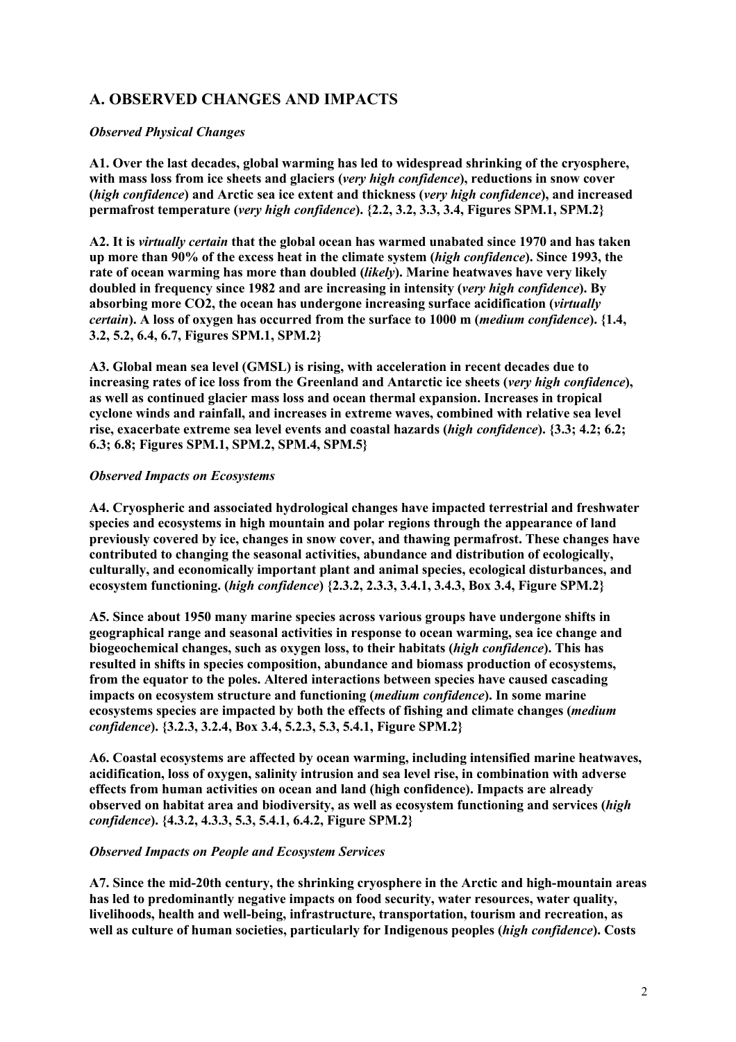## A. OBSERVED CHANGES AND IMPACTS

### *Observed Physical Changes*

**A1. Over the last decades, global warming has led to widespread shrinking of the cryosphere, with mass loss from ice sheets and glaciers (*very high confidence*), reductions in snow cover (*high confidence*) and Arctic sea ice extent and thickness (*very high confidence*), and increased permafrost temperature (*very high confidence*). {2.2, 3.2, 3.3, 3.4, Figures SPM.1, SPM.2}**

**A2. It is *virtually certain* that the global ocean has warmed unabated since 1970 and has taken up more than 90% of the excess heat in the climate system (*high confidence*). Since 1993, the rate of ocean warming has more than doubled (*likely*). Marine heatwaves have very likely doubled in frequency since 1982 and are increasing in intensity (*very high confidence*). By absorbing more CO2, the ocean has undergone increasing surface acidification (*virtually certain*). A loss of oxygen has occurred from the surface to 1000 m (*medium confidence*). {1.4, 3.2, 5.2, 6.4, 6.7, Figures SPM.1, SPM.2}**

**A3. Global mean sea level (GMSL) is rising, with acceleration in recent decades due to increasing rates of ice loss from the Greenland and Antarctic ice sheets (*very high confidence*), as well as continued glacier mass loss and ocean thermal expansion. Increases in tropical cyclone winds and rainfall, and increases in extreme waves, combined with relative sea level rise, exacerbate extreme sea level events and coastal hazards (*high confidence*). {3.3; 4.2; 6.2; 6.3; 6.8; Figures SPM.1, SPM.2, SPM.4, SPM.5}**

### *Observed Impacts on Ecosystems*

**A4. Cryospheric and associated hydrological changes have impacted terrestrial and freshwater species and ecosystems in high mountain and polar regions through the appearance of land previously covered by ice, changes in snow cover, and thawing permafrost. These changes have contributed to changing the seasonal activities, abundance and distribution of ecologically, culturally, and economically important plant and animal species, ecological disturbances, and ecosystem functioning. (*high confidence*) {2.3.2, 2.3.3, 3.4.1, 3.4.3, Box 3.4, Figure SPM.2}**

**A5. Since about 1950 many marine species across various groups have undergone shifts in geographical range and seasonal activities in response to ocean warming, sea ice change and biogeochemical changes, such as oxygen loss, to their habitats (*high confidence*). This has resulted in shifts in species composition, abundance and biomass production of ecosystems, from the equator to the poles. Altered interactions between species have caused cascading impacts on ecosystem structure and functioning (*medium confidence*). In some marine ecosystems species are impacted by both the effects of fishing and climate changes (*medium confidence*). {3.2.3, 3.2.4, Box 3.4, 5.2.3, 5.3, 5.4.1, Figure SPM.2}**

**A6. Coastal ecosystems are affected by ocean warming, including intensified marine heatwaves, acidification, loss of oxygen, salinity intrusion and sea level rise, in combination with adverse effects from human activities on ocean and land (high confidence). Impacts are already observed on habitat area and biodiversity, as well as ecosystem functioning and services (*high confidence*). {4.3.2, 4.3.3, 5.3, 5.4.1, 6.4.2, Figure SPM.2}**

### *Observed Impacts on People and Ecosystem Services*

**A7. Since the mid-20th century, the shrinking cryosphere in the Arctic and high-mountain areas has led to predominantly negative impacts on food security, water resources, water quality, livelihoods, health and well-being, infrastructure, transportation, tourism and recreation, as well as culture of human societies, particularly for Indigenous peoples (*high confidence*). Costs**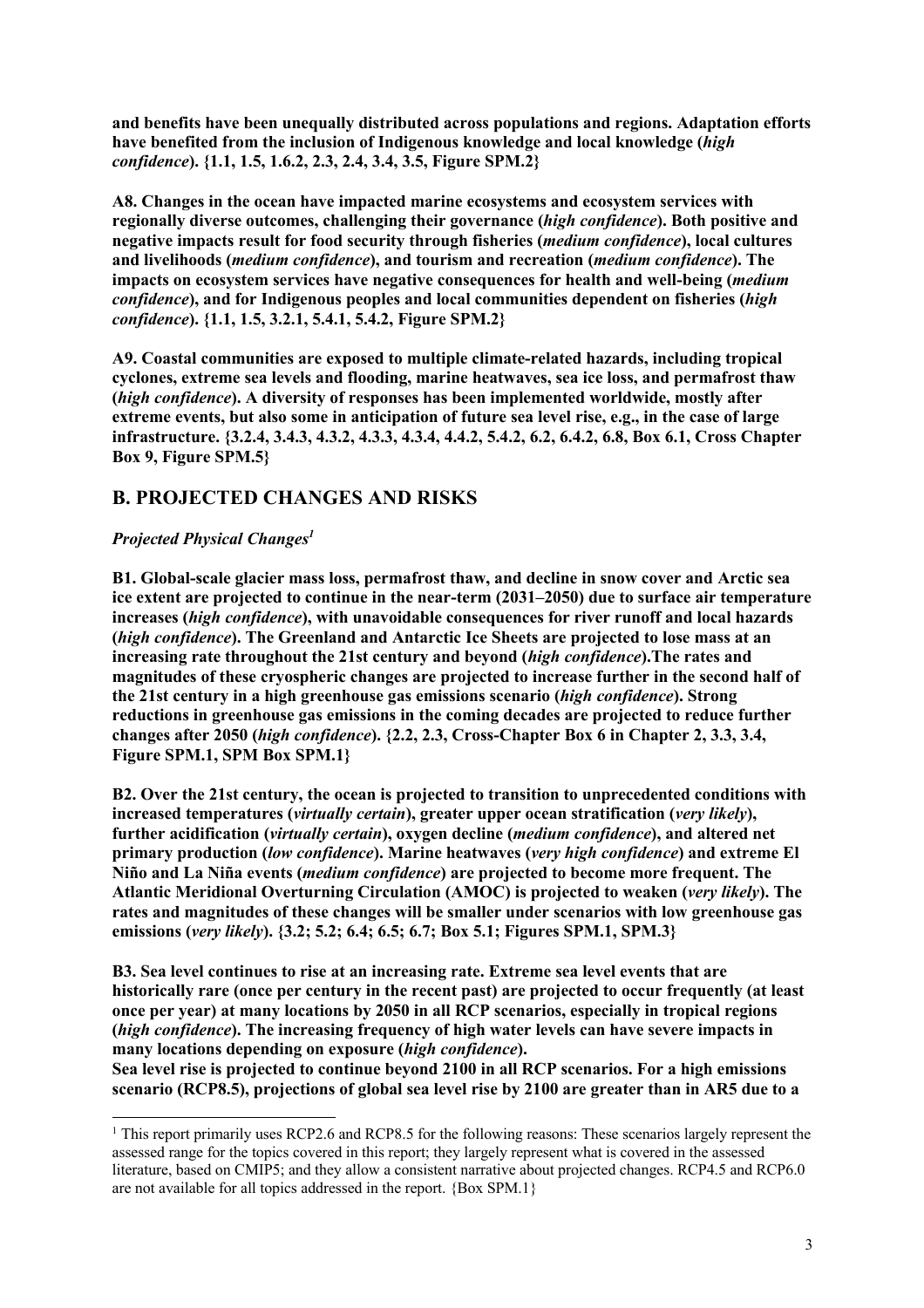**and benefits have been unequally distributed across populations and regions. Adaptation efforts have benefited from the inclusion of Indigenous knowledge and local knowledge (*high confidence*). {1.1, 1.5, 1.6.2, 2.3, 2.4, 3.4, 3.5, Figure SPM.2}**

**A8. Changes in the ocean have impacted marine ecosystems and ecosystem services with regionally diverse outcomes, challenging their governance (*high confidence*). Both positive and negative impacts result for food security through fisheries (*medium confidence*), local cultures and livelihoods (*medium confidence*), and tourism and recreation (*medium confidence*). The impacts on ecosystem services have negative consequences for health and well-being (*medium confidence*), and for Indigenous peoples and local communities dependent on fisheries (*high confidence*). {1.1, 1.5, 3.2.1, 5.4.1, 5.4.2, Figure SPM.2}**

**A9. Coastal communities are exposed to multiple climate-related hazards, including tropical cyclones, extreme sea levels and flooding, marine heatwaves, sea ice loss, and permafrost thaw (*high confidence*). A diversity of responses has been implemented worldwide, mostly after extreme events, but also some in anticipation of future sea level rise, e.g., in the case of large infrastructure. {3.2.4, 3.4.3, 4.3.2, 4.3.3, 4.3.4, 4.4.2, 5.4.2, 6.2, 6.4.2, 6.8, Box 6.1, Cross Chapter Box 9, Figure SPM.5}**

## B. PROJECTED CHANGES AND RISKS

### *Projected Physical Changes*[1]

**B1. Global-scale glacier mass loss, permafrost thaw, and decline in snow cover and Arctic sea ice extent are projected to continue in the near-term (2031–2050) due to surface air temperature increases (*high confidence*), with unavoidable consequences for river runoff and local hazards (*high confidence*). The Greenland and Antarctic Ice Sheets are projected to lose mass at an increasing rate throughout the 21st century and beyond (*high confidence*).The rates and magnitudes of these cryospheric changes are projected to increase further in the second half of the 21st century in a high greenhouse gas emissions scenario (*high confidence*). Strong reductions in greenhouse gas emissions in the coming decades are projected to reduce further changes after 2050 (*high confidence*). {2.2, 2.3, Cross-Chapter Box 6 in Chapter 2, 3.3, 3.4, Figure SPM.1, SPM Box SPM.1}**

**B2. Over the 21st century, the ocean is projected to transition to unprecedented conditions with increased temperatures (*virtually certain*), greater upper ocean stratification (*very likely*), further acidification (*virtually certain*), oxygen decline (*medium confidence*), and altered net primary production (*low confidence*). Marine heatwaves (*very high confidence*) and extreme El Niño and La Niña events (*medium confidence*) are projected to become more frequent. The Atlantic Meridional Overturning Circulation (AMOC) is projected to weaken (*very likely*). The rates and magnitudes of these changes will be smaller under scenarios with low greenhouse gas emissions (*very likely*). {3.2; 5.2; 6.4; 6.5; 6.7; Box 5.1; Figures SPM.1, SPM.3}**

**B3. Sea level continues to rise at an increasing rate. Extreme sea level events that are historically rare (once per century in the recent past) are projected to occur frequently (at least once per year) at many locations by 2050 in all RCP scenarios, especially in tropical regions (*high confidence*). The increasing frequency of high water levels can have severe impacts in many locations depending on exposure (*high confidence*).**
**Sea level rise is projected to continue beyond 2100 in all RCP scenarios. For a high emissions scenario (RCP8.5), projections of global sea level rise by 2100 are greater than in AR5 due to a**

[1] This report primarily uses RCP2.6 and RCP8.5 for the following reasons: These scenarios largely represent the assessed range for the topics covered in this report; they largely represent what is covered in the assessed literature, based on CMIP5; and they allow a consistent narrative about projected changes. RCP4.5 and RCP6.0 are not available for all topics addressed in the report. {Box SPM.1}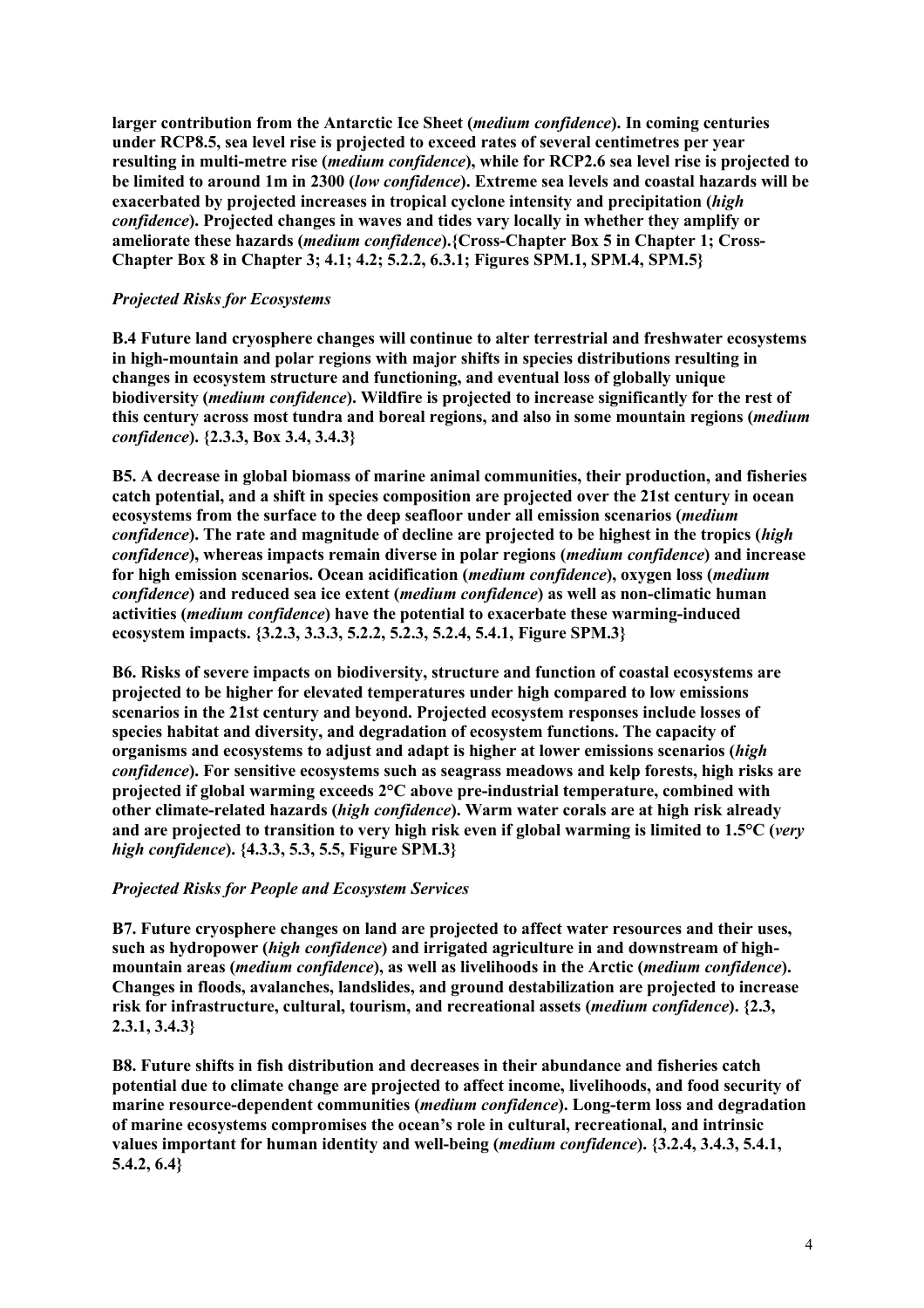**larger contribution from the Antarctic Ice Sheet (*medium confidence*). In coming centuries under RCP8.5, sea level rise is projected to exceed rates of several centimetres per year resulting in multi-metre rise (*medium confidence*), while for RCP2.6 sea level rise is projected to be limited to around 1m in 2300 (*low confidence*). Extreme sea levels and coastal hazards will be exacerbated by projected increases in tropical cyclone intensity and precipitation (*high confidence*). Projected changes in waves and tides vary locally in whether they amplify or ameliorate these hazards (*medium confidence*).{Cross-Chapter Box 5 in Chapter 1; Cross-Chapter Box 8 in Chapter 3; 4.1; 4.2; 5.2.2, 6.3.1; Figures SPM.1, SPM.4, SPM.5}**

*Projected Risks for Ecosystems*

**B.4 Future land cryosphere changes will continue to alter terrestrial and freshwater ecosystems in high-mountain and polar regions with major shifts in species distributions resulting in changes in ecosystem structure and functioning, and eventual loss of globally unique biodiversity (*medium confidence*). Wildfire is projected to increase significantly for the rest of this century across most tundra and boreal regions, and also in some mountain regions (*medium confidence*). {2.3.3, Box 3.4, 3.4.3}**

**B5. A decrease in global biomass of marine animal communities, their production, and fisheries catch potential, and a shift in species composition are projected over the 21st century in ocean ecosystems from the surface to the deep seafloor under all emission scenarios (*medium confidence*). The rate and magnitude of decline are projected to be highest in the tropics (*high confidence*), whereas impacts remain diverse in polar regions (*medium confidence*) and increase for high emission scenarios. Ocean acidification (*medium confidence*), oxygen loss (*medium confidence*) and reduced sea ice extent (*medium confidence*) as well as non-climatic human activities (*medium confidence*) have the potential to exacerbate these warming-induced ecosystem impacts. {3.2.3, 3.3.3, 5.2.2, 5.2.3, 5.2.4, 5.4.1, Figure SPM.3}**

**B6. Risks of severe impacts on biodiversity, structure and function of coastal ecosystems are projected to be higher for elevated temperatures under high compared to low emissions scenarios in the 21st century and beyond. Projected ecosystem responses include losses of species habitat and diversity, and degradation of ecosystem functions. The capacity of organisms and ecosystems to adjust and adapt is higher at lower emissions scenarios (*high confidence*). For sensitive ecosystems such as seagrass meadows and kelp forests, high risks are projected if global warming exceeds 2°C above pre-industrial temperature, combined with other climate-related hazards (*high confidence*). Warm water corals are at high risk already and are projected to transition to very high risk even if global warming is limited to 1.5°C (*very high confidence*). {4.3.3, 5.3, 5.5, Figure SPM.3}**

*Projected Risks for People and Ecosystem Services*

**B7. Future cryosphere changes on land are projected to affect water resources and their uses, such as hydropower (*high confidence*) and irrigated agriculture in and downstream of high-mountain areas (*medium confidence*), as well as livelihoods in the Arctic (*medium confidence*). Changes in floods, avalanches, landslides, and ground destabilization are projected to increase risk for infrastructure, cultural, tourism, and recreational assets (*medium confidence*). {2.3, 2.3.1, 3.4.3}**

**B8. Future shifts in fish distribution and decreases in their abundance and fisheries catch potential due to climate change are projected to affect income, livelihoods, and food security of marine resource-dependent communities (*medium confidence*). Long-term loss and degradation of marine ecosystems compromises the ocean's role in cultural, recreational, and intrinsic values important for human identity and well-being (*medium confidence*). {3.2.4, 3.4.3, 5.4.1, 5.4.2, 6.4}**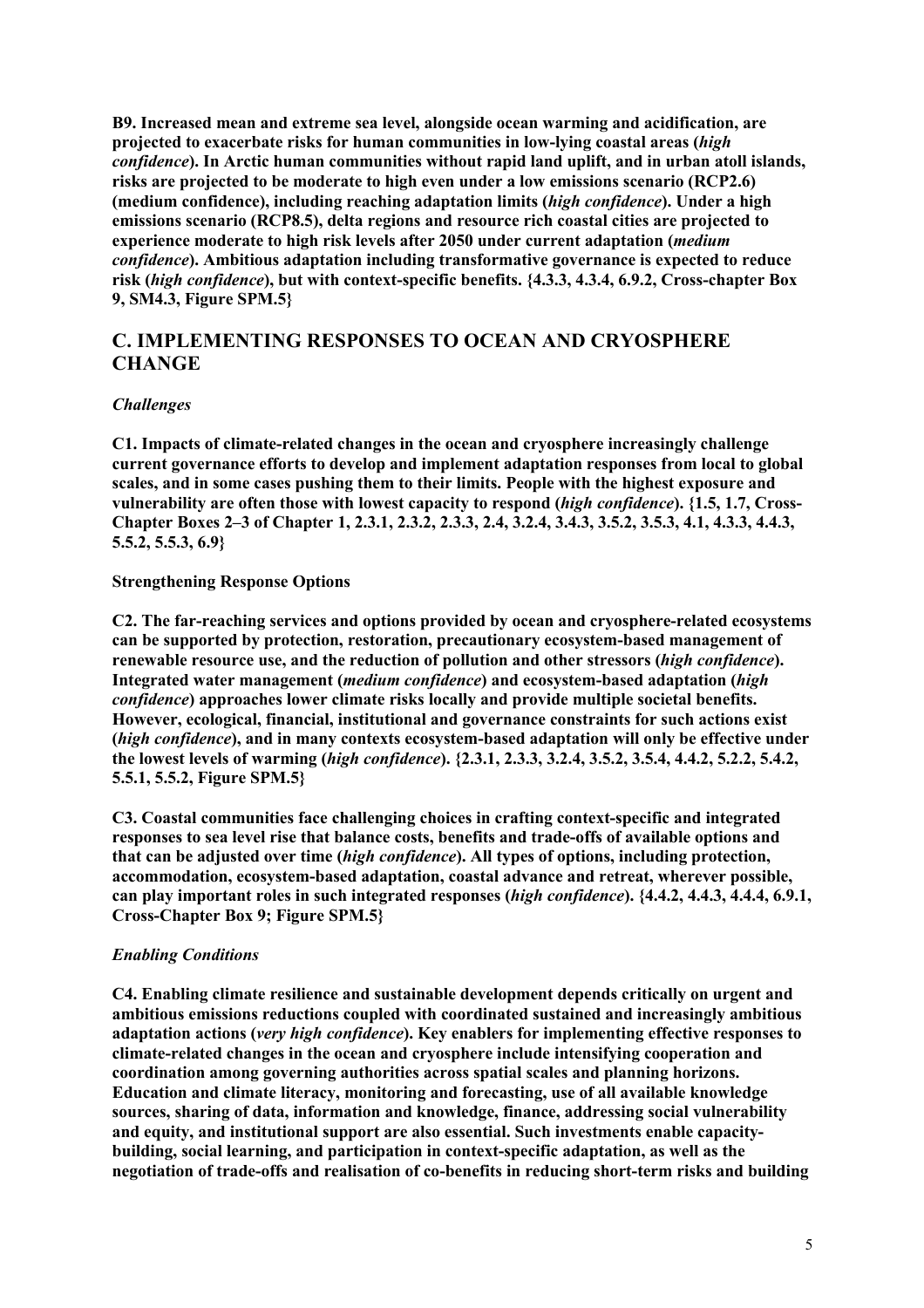**B9. Increased mean and extreme sea level, alongside ocean warming and acidification, are projected to exacerbate risks for human communities in low-lying coastal areas (*high confidence*). In Arctic human communities without rapid land uplift, and in urban atoll islands, risks are projected to be moderate to high even under a low emissions scenario (RCP2.6) (medium confidence), including reaching adaptation limits (*high confidence*). Under a high emissions scenario (RCP8.5), delta regions and resource rich coastal cities are projected to experience moderate to high risk levels after 2050 under current adaptation (*medium confidence*). Ambitious adaptation including transformative governance is expected to reduce risk (*high confidence*), but with context-specific benefits. {4.3.3, 4.3.4, 6.9.2, Cross-chapter Box 9, SM4.3, Figure SPM.5}**

## C. IMPLEMENTING RESPONSES TO OCEAN AND CRYOSPHERE CHANGE

### *Challenges*

**C1. Impacts of climate-related changes in the ocean and cryosphere increasingly challenge current governance efforts to develop and implement adaptation responses from local to global scales, and in some cases pushing them to their limits. People with the highest exposure and vulnerability are often those with lowest capacity to respond (*high confidence*). {1.5, 1.7, Cross-Chapter Boxes 2–3 of Chapter 1, 2.3.1, 2.3.2, 2.3.3, 2.4, 3.2.4, 3.4.3, 3.5.2, 3.5.3, 4.1, 4.3.3, 4.4.3, 5.5.2, 5.5.3, 6.9}**

### Strengthening Response Options

**C2. The far-reaching services and options provided by ocean and cryosphere-related ecosystems can be supported by protection, restoration, precautionary ecosystem-based management of renewable resource use, and the reduction of pollution and other stressors (*high confidence*). Integrated water management (*medium confidence*) and ecosystem-based adaptation (*high confidence*) approaches lower climate risks locally and provide multiple societal benefits. However, ecological, financial, institutional and governance constraints for such actions exist (*high confidence*), and in many contexts ecosystem-based adaptation will only be effective under the lowest levels of warming (*high confidence*). {2.3.1, 2.3.3, 3.2.4, 3.5.2, 3.5.4, 4.4.2, 5.2.2, 5.4.2, 5.5.1, 5.5.2, Figure SPM.5}**

**C3. Coastal communities face challenging choices in crafting context-specific and integrated responses to sea level rise that balance costs, benefits and trade-offs of available options and that can be adjusted over time (*high confidence*). All types of options, including protection, accommodation, ecosystem-based adaptation, coastal advance and retreat, wherever possible, can play important roles in such integrated responses (*high confidence*). {4.4.2, 4.4.3, 4.4.4, 6.9.1, Cross-Chapter Box 9; Figure SPM.5}**

### *Enabling Conditions*

**C4. Enabling climate resilience and sustainable development depends critically on urgent and ambitious emissions reductions coupled with coordinated sustained and increasingly ambitious adaptation actions (*very high confidence*). Key enablers for implementing effective responses to climate-related changes in the ocean and cryosphere include intensifying cooperation and coordination among governing authorities across spatial scales and planning horizons. Education and climate literacy, monitoring and forecasting, use of all available knowledge sources, sharing of data, information and knowledge, finance, addressing social vulnerability and equity, and institutional support are also essential. Such investments enable capacity-building, social learning, and participation in context-specific adaptation, as well as the negotiation of trade-offs and realisation of co-benefits in reducing short-term risks and building**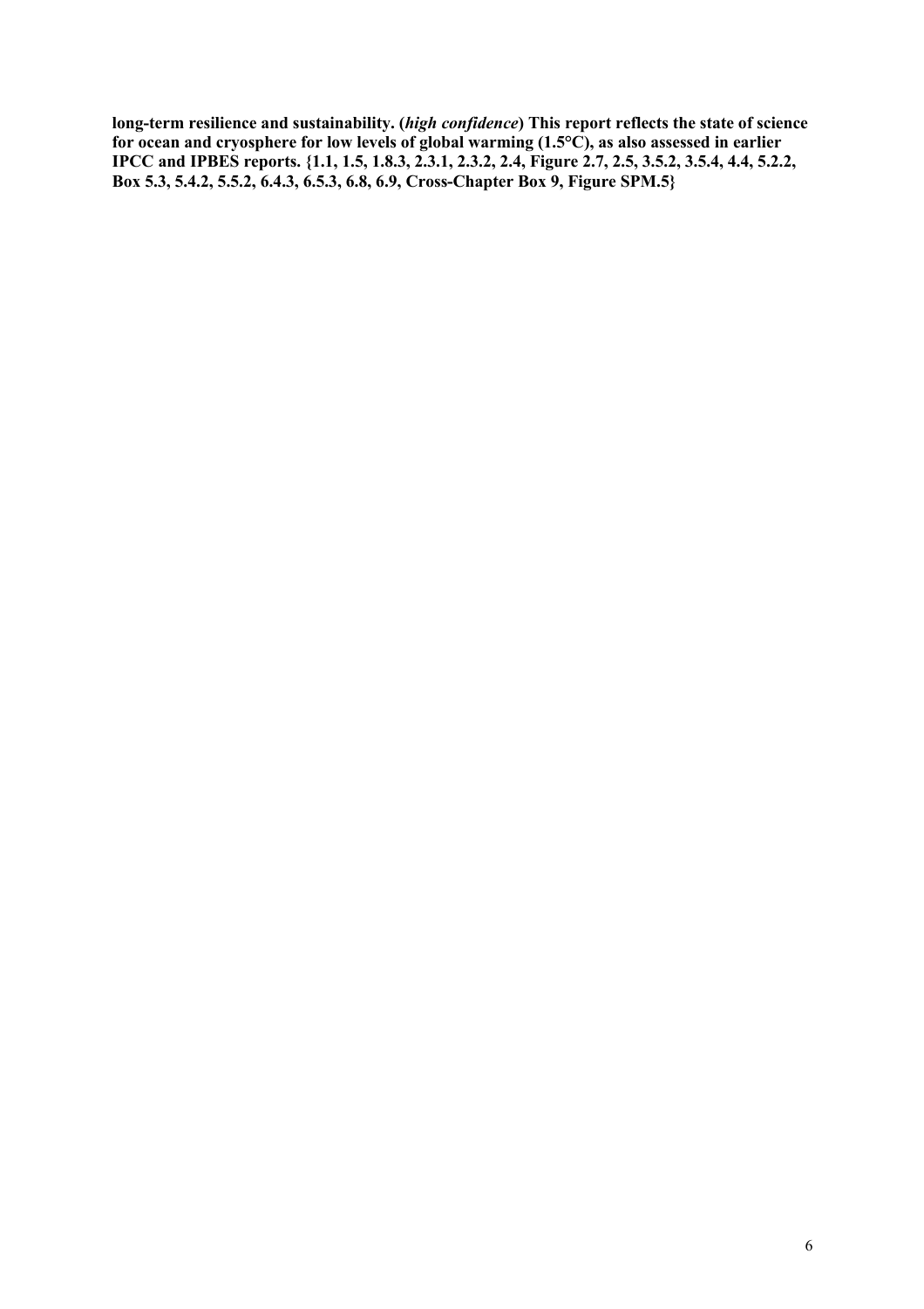**long-term resilience and sustainability. (*high confidence*) This report reflects the state of science for ocean and cryosphere for low levels of global warming (1.5°C), as also assessed in earlier IPCC and IPBES reports. {1.1, 1.5, 1.8.3, 2.3.1, 2.3.2, 2.4, Figure 2.7, 2.5, 3.5.2, 3.5.4, 4.4, 5.2.2, Box 5.3, 5.4.2, 5.5.2, 6.4.3, 6.5.3, 6.8, 6.9, Cross-Chapter Box 9, Figure SPM.5}**